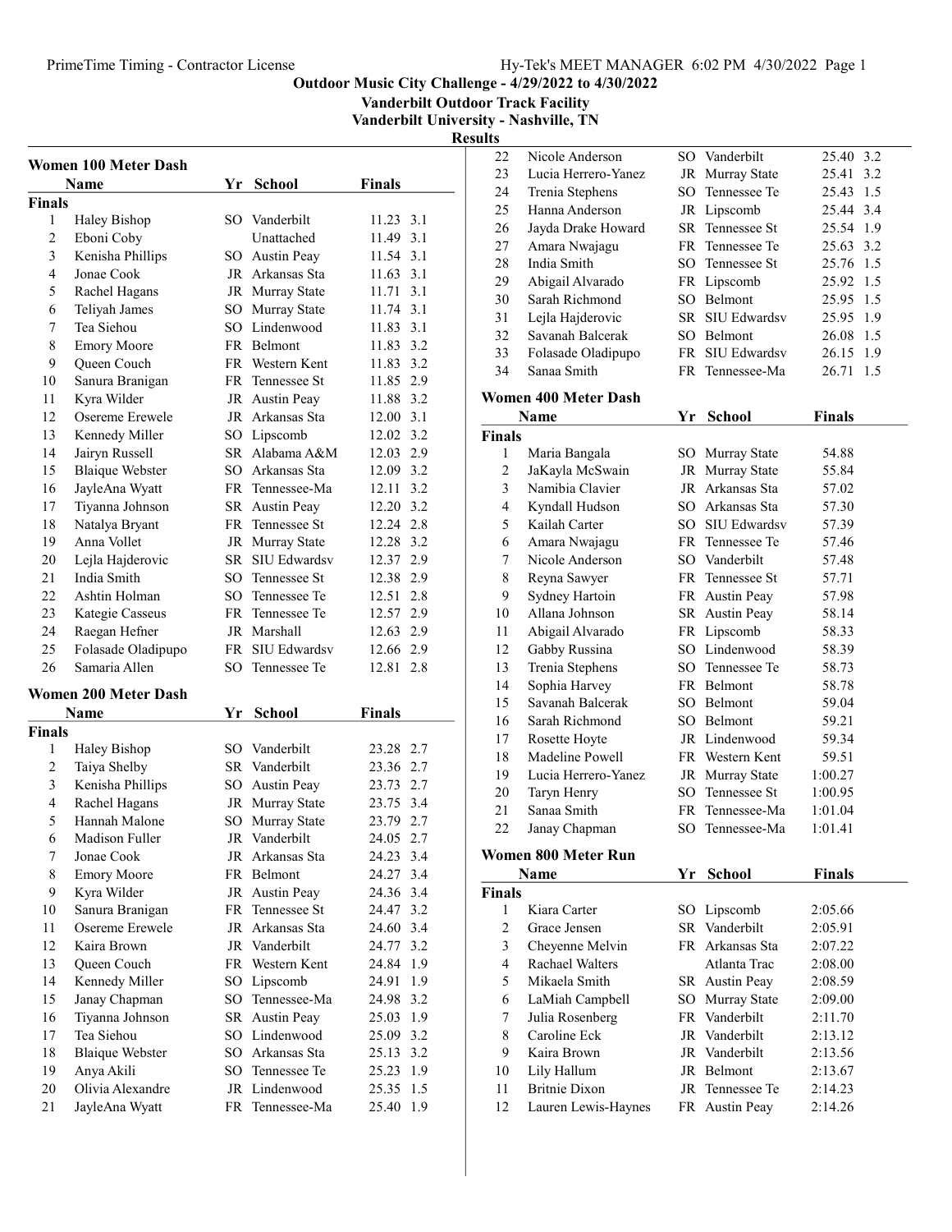# Outdoor Music City Challenge - 4/29/2022 to 4/30/2022

## Vanderbilt Outdoor Track Facility

## Vanderbilt University - Nashville, TN

## Results

### Women 100 Meter Dash

**Finals**

| | Name | Yr | School | Finals | Wind |
|---|---|---|---|---|---|
| 1 | Haley Bishop | SO | Vanderbilt | 11.23 | 3.1 |
| 2 | Eboni Coby | | Unattached | 11.49 | 3.1 |
| 3 | Kenisha Phillips | SO | Austin Peay | 11.54 | 3.1 |
| 4 | Jonae Cook | JR | Arkansas Sta | 11.63 | 3.1 |
| 5 | Rachel Hagans | JR | Murray State | 11.71 | 3.1 |
| 6 | Teliyah James | SO | Murray State | 11.74 | 3.1 |
| 7 | Tea Siehou | SO | Lindenwood | 11.83 | 3.1 |
| 8 | Emory Moore | FR | Belmont | 11.83 | 3.2 |
| 9 | Queen Couch | FR | Western Kent | 11.83 | 3.2 |
| 10 | Sanura Branigan | FR | Tennessee St | 11.85 | 2.9 |
| 11 | Kyra Wilder | JR | Austin Peay | 11.88 | 3.2 |
| 12 | Osereme Erewele | JR | Arkansas Sta | 12.00 | 3.1 |
| 13 | Kennedy Miller | SO | Lipscomb | 12.02 | 3.2 |
| 14 | Jairyn Russell | SR | Alabama A&M | 12.03 | 2.9 |
| 15 | Blaique Webster | SO | Arkansas Sta | 12.09 | 3.2 |
| 16 | JayleAna Wyatt | FR | Tennessee-Ma | 12.11 | 3.2 |
| 17 | Tiyanna Johnson | SR | Austin Peay | 12.20 | 3.2 |
| 18 | Natalya Bryant | FR | Tennessee St | 12.24 | 2.8 |
| 19 | Anna Vollet | JR | Murray State | 12.28 | 3.2 |
| 20 | Lejla Hajderovic | SR | SIU Edwardsv | 12.37 | 2.9 |
| 21 | India Smith | SO | Tennessee St | 12.38 | 2.9 |
| 22 | Ashtin Holman | SO | Tennessee Te | 12.51 | 2.8 |
| 23 | Kategie Casseus | FR | Tennessee Te | 12.57 | 2.9 |
| 24 | Raegan Hefner | JR | Marshall | 12.63 | 2.9 |
| 25 | Folasade Oladipupo | FR | SIU Edwardsv | 12.66 | 2.9 |
| 26 | Samaria Allen | SO | Tennessee Te | 12.81 | 2.8 |

### Women 200 Meter Dash

**Finals**

| | Name | Yr | School | Finals | Wind |
|---|---|---|---|---|---|
| 1 | Haley Bishop | SO | Vanderbilt | 23.28 | 2.7 |
| 2 | Taiya Shelby | SR | Vanderbilt | 23.36 | 2.7 |
| 3 | Kenisha Phillips | SO | Austin Peay | 23.73 | 2.7 |
| 4 | Rachel Hagans | JR | Murray State | 23.75 | 3.4 |
| 5 | Hannah Malone | SO | Murray State | 23.79 | 2.7 |
| 6 | Madison Fuller | JR | Vanderbilt | 24.05 | 2.7 |
| 7 | Jonae Cook | JR | Arkansas Sta | 24.23 | 3.4 |
| 8 | Emory Moore | FR | Belmont | 24.27 | 3.4 |
| 9 | Kyra Wilder | JR | Austin Peay | 24.36 | 3.4 |
| 10 | Sanura Branigan | FR | Tennessee St | 24.47 | 3.2 |
| 11 | Osereme Erewele | JR | Arkansas Sta | 24.60 | 3.4 |
| 12 | Kaira Brown | JR | Vanderbilt | 24.77 | 3.2 |
| 13 | Queen Couch | FR | Western Kent | 24.84 | 1.9 |
| 14 | Kennedy Miller | SO | Lipscomb | 24.91 | 1.9 |
| 15 | Janay Chapman | SO | Tennessee-Ma | 24.98 | 3.2 |
| 16 | Tiyanna Johnson | SR | Austin Peay | 25.03 | 1.9 |
| 17 | Tea Siehou | SO | Lindenwood | 25.09 | 3.2 |
| 18 | Blaique Webster | SO | Arkansas Sta | 25.13 | 3.2 |
| 19 | Anya Akili | SO | Tennessee Te | 25.23 | 1.9 |
| 20 | Olivia Alexandre | JR | Lindenwood | 25.35 | 1.5 |
| 21 | JayleAna Wyatt | FR | Tennessee-Ma | 25.40 | 1.9 |
| 22 | Nicole Anderson | SO | Vanderbilt | 25.40 | 3.2 |
| 23 | Lucia Herrero-Yanez | JR | Murray State | 25.41 | 3.2 |
| 24 | Trenia Stephens | SO | Tennessee Te | 25.43 | 1.5 |
| 25 | Hanna Anderson | JR | Lipscomb | 25.44 | 3.4 |
| 26 | Jayda Drake Howard | SR | Tennessee St | 25.54 | 1.9 |
| 27 | Amara Nwajagu | FR | Tennessee Te | 25.63 | 3.2 |
| 28 | India Smith | SO | Tennessee St | 25.76 | 1.5 |
| 29 | Abigail Alvarado | FR | Lipscomb | 25.92 | 1.5 |
| 30 | Sarah Richmond | SO | Belmont | 25.95 | 1.5 |
| 31 | Lejla Hajderovic | SR | SIU Edwardsv | 25.95 | 1.9 |
| 32 | Savanah Balcerak | SO | Belmont | 26.08 | 1.5 |
| 33 | Folasade Oladipupo | FR | SIU Edwardsv | 26.15 | 1.9 |
| 34 | Sanaa Smith | FR | Tennessee-Ma | 26.71 | 1.5 |

### Women 400 Meter Dash

**Finals**

| | Name | Yr | School | Finals |
|---|---|---|---|---|
| 1 | Maria Bangala | SO | Murray State | 54.88 |
| 2 | JaKayla McSwain | JR | Murray State | 55.84 |
| 3 | Namibia Clavier | JR | Arkansas Sta | 57.02 |
| 4 | Kyndall Hudson | SO | Arkansas Sta | 57.30 |
| 5 | Kailah Carter | SO | SIU Edwardsv | 57.39 |
| 6 | Amara Nwajagu | FR | Tennessee Te | 57.46 |
| 7 | Nicole Anderson | SO | Vanderbilt | 57.48 |
| 8 | Reyna Sawyer | FR | Tennessee St | 57.71 |
| 9 | Sydney Hartoin | FR | Austin Peay | 57.98 |
| 10 | Allana Johnson | SR | Austin Peay | 58.14 |
| 11 | Abigail Alvarado | FR | Lipscomb | 58.33 |
| 12 | Gabby Russina | SO | Lindenwood | 58.39 |
| 13 | Trenia Stephens | SO | Tennessee Te | 58.73 |
| 14 | Sophia Harvey | FR | Belmont | 58.78 |
| 15 | Savanah Balcerak | SO | Belmont | 59.04 |
| 16 | Sarah Richmond | SO | Belmont | 59.21 |
| 17 | Rosette Hoyte | JR | Lindenwood | 59.34 |
| 18 | Madeline Powell | FR | Western Kent | 59.51 |
| 19 | Lucia Herrero-Yanez | JR | Murray State | 1:00.27 |
| 20 | Taryn Henry | SO | Tennessee St | 1:00.95 |
| 21 | Sanaa Smith | FR | Tennessee-Ma | 1:01.04 |
| 22 | Janay Chapman | SO | Tennessee-Ma | 1:01.41 |

### Women 800 Meter Run

**Finals**

| | Name | Yr | School | Finals |
|---|---|---|---|---|
| 1 | Kiara Carter | SO | Lipscomb | 2:05.66 |
| 2 | Grace Jensen | SR | Vanderbilt | 2:05.91 |
| 3 | Cheyenne Melvin | FR | Arkansas Sta | 2:07.22 |
| 4 | Rachael Walters | | Atlanta Trac | 2:08.00 |
| 5 | Mikaela Smith | SR | Austin Peay | 2:08.59 |
| 6 | LaMiah Campbell | SO | Murray State | 2:09.00 |
| 7 | Julia Rosenberg | FR | Vanderbilt | 2:11.70 |
| 8 | Caroline Eck | JR | Vanderbilt | 2:13.12 |
| 9 | Kaira Brown | JR | Vanderbilt | 2:13.56 |
| 10 | Lily Hallum | JR | Belmont | 2:13.67 |
| 11 | Britnie Dixon | JR | Tennessee Te | 2:14.23 |
| 12 | Lauren Lewis-Haynes | FR | Austin Peay | 2:14.26 |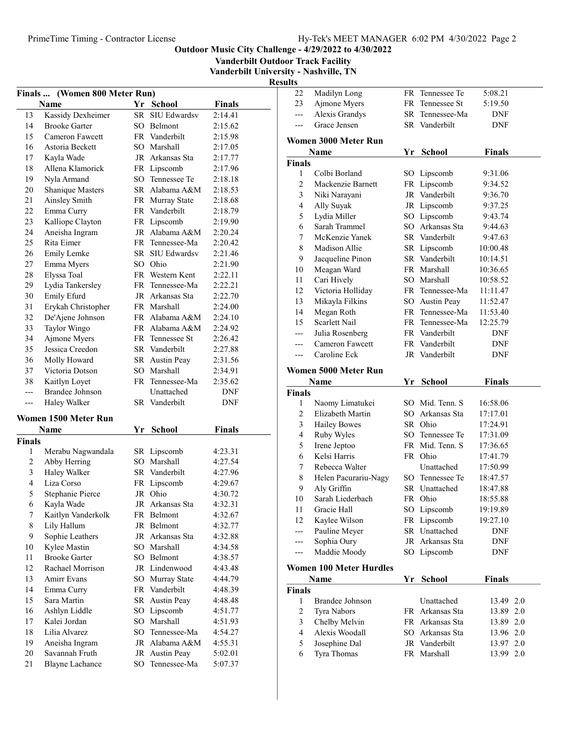# Outdoor Music City Challenge - 4/29/2022 to 4/30/2022

**Vanderbilt Outdoor Track Facility**

**Vanderbilt University - Nashville, TN**

**Results**

## Finals ... (Women 800 Meter Run)

| | Name | Yr | School | Finals |
|---|---|---|---|---|
| 13 | Kassidy Dexheimer | SR | SIU Edwardsv | 2:14.41 |
| 14 | Brooke Garter | SO | Belmont | 2:15.62 |
| 15 | Cameron Fawcett | FR | Vanderbilt | 2:15.98 |
| 16 | Astoria Beckett | SO | Marshall | 2:17.05 |
| 17 | Kayla Wade | JR | Arkansas Sta | 2:17.77 |
| 18 | Allena Klamorick | FR | Lipscomb | 2:17.96 |
| 19 | Nyla Armand | SO | Tennessee Te | 2:18.18 |
| 20 | Shanique Masters | SR | Alabama A&M | 2:18.53 |
| 21 | Ainsley Smith | FR | Murray State | 2:18.68 |
| 22 | Emma Curry | FR | Vanderbilt | 2:18.79 |
| 23 | Kalliope Clayton | FR | Lipscomb | 2:19.90 |
| 24 | Aneisha Ingram | JR | Alabama A&M | 2:20.24 |
| 25 | Rita Eimer | FR | Tennessee-Ma | 2:20.42 |
| 26 | Emily Lemke | SR | SIU Edwardsv | 2:21.46 |
| 27 | Emma Myers | SO | Ohio | 2:21.90 |
| 28 | Elyssa Toal | FR | Western Kent | 2:22.11 |
| 29 | Lydia Tankersley | FR | Tennessee-Ma | 2:22.21 |
| 30 | Emily Efurd | JR | Arkansas Sta | 2:22.70 |
| 31 | Erykah Christopher | FR | Marshall | 2:24.00 |
| 32 | De'Ajene Johnson | FR | Alabama A&M | 2:24.10 |
| 33 | Taylor Wingo | FR | Alabama A&M | 2:24.92 |
| 34 | Ajmone Myers | FR | Tennessee St | 2:26.42 |
| 35 | Jessica Creedon | SR | Vanderbilt | 2:27.88 |
| 36 | Molly Howard | SR | Austin Peay | 2:31.56 |
| 37 | Victoria Dotson | SO | Marshall | 2:34.91 |
| 38 | Kaitlyn Loyet | FR | Tennessee-Ma | 2:35.62 |
| --- | Brandee Johnson | | Unattached | DNF |
| --- | Haley Walker | SR | Vanderbilt | DNF |

## Women 1500 Meter Run

| | Name | Yr | School | Finals |
|---|---|---|---|---|
| **Finals** | | | | |
| 1 | Merabu Nagwandala | SR | Lipscomb | 4:23.31 |
| 2 | Abby Herring | SO | Marshall | 4:27.54 |
| 3 | Haley Walker | SR | Vanderbilt | 4:27.96 |
| 4 | Liza Corso | FR | Lipscomb | 4:29.67 |
| 5 | Stephanie Pierce | JR | Ohio | 4:30.72 |
| 6 | Kayla Wade | JR | Arkansas Sta | 4:32.31 |
| 7 | Kaitlyn Vanderkolk | FR | Belmont | 4:32.67 |
| 8 | Lily Hallum | JR | Belmont | 4:32.77 |
| 9 | Sophie Leathers | JR | Arkansas Sta | 4:32.88 |
| 10 | Kylee Mastin | SO | Marshall | 4:34.58 |
| 11 | Brooke Garter | SO | Belmont | 4:38.57 |
| 12 | Rachael Morrison | JR | Lindenwood | 4:43.48 |
| 13 | Amirr Evans | SO | Murray State | 4:44.79 |
| 14 | Emma Curry | FR | Vanderbilt | 4:48.39 |
| 15 | Sara Martin | SR | Austin Peay | 4:48.48 |
| 16 | Ashlyn Liddle | SO | Lipscomb | 4:51.77 |
| 17 | Kalei Jordan | SO | Marshall | 4:51.93 |
| 18 | Lilia Alvarez | SO | Tennessee-Ma | 4:54.27 |
| 19 | Aneisha Ingram | JR | Alabama A&M | 4:55.31 |
| 20 | Savannah Fruth | JR | Austin Peay | 5:02.01 |
| 21 | Blayne Lachance | SO | Tennessee-Ma | 5:07.37 |
| 22 | Madilyn Long | FR | Tennessee Te | 5:08.21 |
| 23 | Ajmone Myers | FR | Tennessee St | 5:19.50 |
| --- | Alexis Grandys | SR | Tennessee-Ma | DNF |
| --- | Grace Jensen | SR | Vanderbilt | DNF |

## Women 3000 Meter Run

| | Name | Yr | School | Finals |
|---|---|---|---|---|
| **Finals** | | | | |
| 1 | Colbi Borland | SO | Lipscomb | 9:31.06 |
| 2 | Mackenzie Barnett | FR | Lipscomb | 9:34.52 |
| 3 | Niki Narayani | JR | Vanderbilt | 9:36.70 |
| 4 | Ally Suyak | JR | Lipscomb | 9:37.25 |
| 5 | Lydia Miller | SO | Lipscomb | 9:43.74 |
| 6 | Sarah Trammel | SO | Arkansas Sta | 9:44.63 |
| 7 | McKenzie Yanek | SR | Vanderbilt | 9:47.63 |
| 8 | Madison Allie | SR | Lipscomb | 10:00.48 |
| 9 | Jacqueline Pinon | SR | Vanderbilt | 10:14.51 |
| 10 | Meagan Ward | FR | Marshall | 10:36.65 |
| 11 | Cari Hively | SO | Marshall | 10:58.52 |
| 12 | Victoria Holliday | FR | Tennessee-Ma | 11:11.47 |
| 13 | Mikayla Filkins | SO | Austin Peay | 11:52.47 |
| 14 | Megan Roth | FR | Tennessee-Ma | 11:53.40 |
| 15 | Scarlett Nail | FR | Tennessee-Ma | 12:25.79 |
| --- | Julia Rosenberg | FR | Vanderbilt | DNF |
| --- | Cameron Fawcett | FR | Vanderbilt | DNF |
| --- | Caroline Eck | JR | Vanderbilt | DNF |

## Women 5000 Meter Run

| | Name | Yr | School | Finals |
|---|---|---|---|---|
| **Finals** | | | | |
| 1 | Naomy Limatukei | SO | Mid. Tenn. S | 16:58.06 |
| 2 | Elizabeth Martin | SO | Arkansas Sta | 17:17.01 |
| 3 | Hailey Bowes | SR | Ohio | 17:24.91 |
| 4 | Ruby Wyles | SO | Tennessee Te | 17:31.09 |
| 5 | Irene Jeptoo | FR | Mid. Tenn. S | 17:36.65 |
| 6 | Kelsi Harris | FR | Ohio | 17:41.79 |
| 7 | Rebecca Walter | | Unattached | 17:50.99 |
| 8 | Helen Pacurariu-Nagy | SO | Tennessee Te | 18:47.57 |
| 9 | Aly Griffin | SR | Unattached | 18:47.88 |
| 10 | Sarah Liederbach | FR | Ohio | 18:55.88 |
| 11 | Gracie Hall | SO | Lipscomb | 19:19.89 |
| 12 | Kaylee Wilson | FR | Lipscomb | 19:27.10 |
| --- | Pauline Meyer | SR | Unattached | DNF |
| --- | Sophia Oury | JR | Arkansas Sta | DNF |
| --- | Maddie Moody | SO | Lipscomb | DNF |

## Women 100 Meter Hurdles

| | Name | Yr | School | Finals | Wind |
|---|---|---|---|---|---|
| **Finals** | | | | | |
| 1 | Brandee Johnson | | Unattached | 13.49 | 2.0 |
| 2 | Tyra Nabors | FR | Arkansas Sta | 13.89 | 2.0 |
| 3 | Chelby Melvin | FR | Arkansas Sta | 13.89 | 2.0 |
| 4 | Alexis Woodall | SO | Arkansas Sta | 13.96 | 2.0 |
| 5 | Josephine Dal | JR | Vanderbilt | 13.97 | 2.0 |
| 6 | Tyra Thomas | FR | Marshall | 13.99 | 2.0 |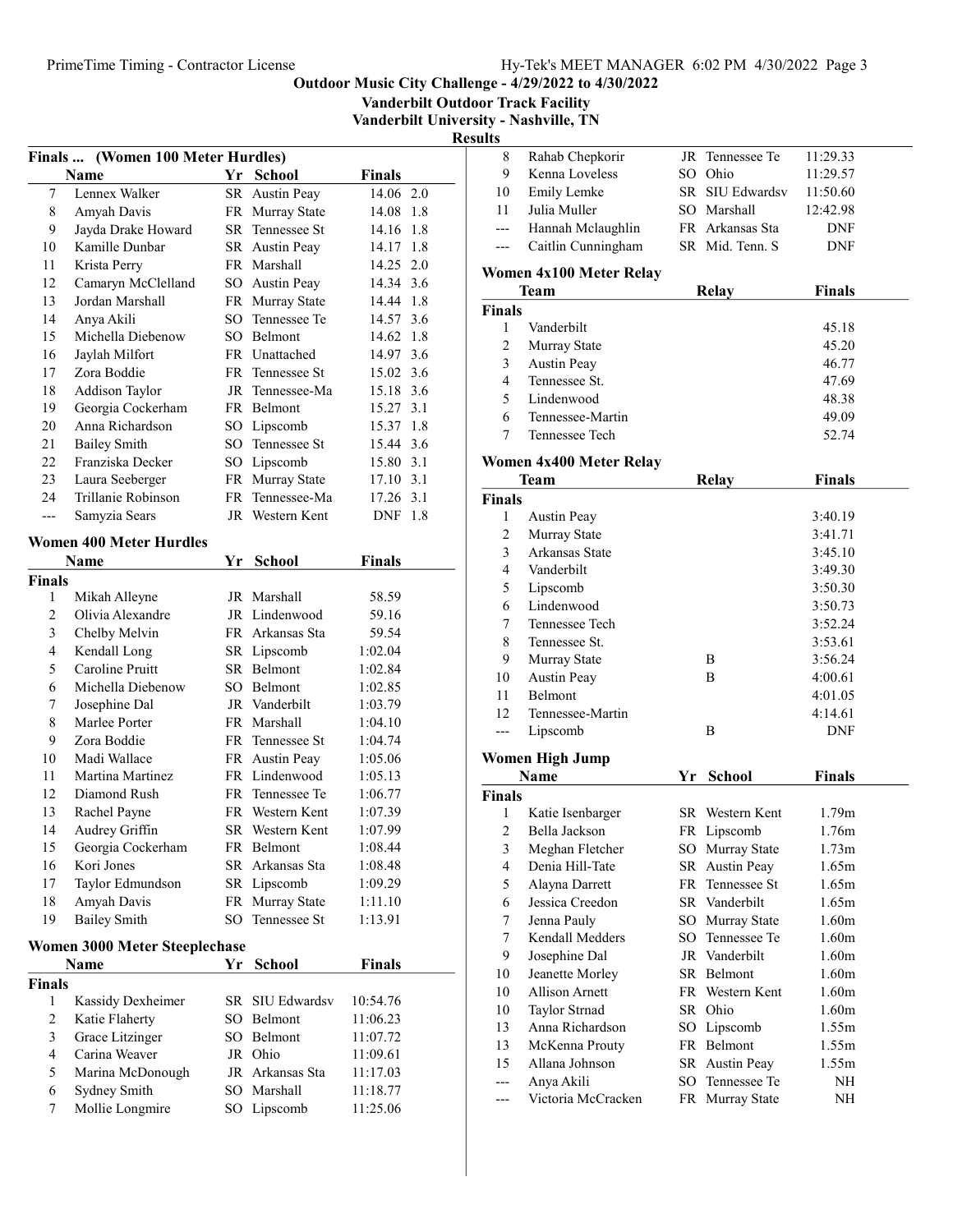## Outdoor Music City Challenge - 4/29/2022 to 4/30/2022

### Vanderbilt Outdoor Track Facility

### Vanderbilt University - Nashville, TN

### Results

**Finals ... (Women 100 Meter Hurdles)**

| | Name | Yr | School | Finals | |
|---|---|---|---|---|---|
| 7 | Lennex Walker | SR | Austin Peay | 14.06 | 2.0 |
| 8 | Amyah Davis | FR | Murray State | 14.08 | 1.8 |
| 9 | Jayda Drake Howard | SR | Tennessee St | 14.16 | 1.8 |
| 10 | Kamille Dunbar | SR | Austin Peay | 14.17 | 1.8 |
| 11 | Krista Perry | FR | Marshall | 14.25 | 2.0 |
| 12 | Camaryn McClelland | SO | Austin Peay | 14.34 | 3.6 |
| 13 | Jordan Marshall | FR | Murray State | 14.44 | 1.8 |
| 14 | Anya Akili | SO | Tennessee Te | 14.57 | 3.6 |
| 15 | Michella Diebenow | SO | Belmont | 14.62 | 1.8 |
| 16 | Jaylah Milfort | FR | Unattached | 14.97 | 3.6 |
| 17 | Zora Boddie | FR | Tennessee St | 15.02 | 3.6 |
| 18 | Addison Taylor | JR | Tennessee-Ma | 15.18 | 3.6 |
| 19 | Georgia Cockerham | FR | Belmont | 15.27 | 3.1 |
| 20 | Anna Richardson | SO | Lipscomb | 15.37 | 1.8 |
| 21 | Bailey Smith | SO | Tennessee St | 15.44 | 3.6 |
| 22 | Franziska Decker | SO | Lipscomb | 15.80 | 3.1 |
| 23 | Laura Seeberger | FR | Murray State | 17.10 | 3.1 |
| 24 | Trillanie Robinson | FR | Tennessee-Ma | 17.26 | 3.1 |
| --- | Samyzia Sears | JR | Western Kent | DNF | 1.8 |

**Women 400 Meter Hurdles**

| | Name | Yr | School | Finals |
|---|---|---|---|---|
| **Finals** | | | | |
| 1 | Mikah Alleyne | JR | Marshall | 58.59 |
| 2 | Olivia Alexandre | JR | Lindenwood | 59.16 |
| 3 | Chelby Melvin | FR | Arkansas Sta | 59.54 |
| 4 | Kendall Long | SR | Lipscomb | 1:02.04 |
| 5 | Caroline Pruitt | SR | Belmont | 1:02.84 |
| 6 | Michella Diebenow | SO | Belmont | 1:02.85 |
| 7 | Josephine Dal | JR | Vanderbilt | 1:03.79 |
| 8 | Marlee Porter | FR | Marshall | 1:04.10 |
| 9 | Zora Boddie | FR | Tennessee St | 1:04.74 |
| 10 | Madi Wallace | FR | Austin Peay | 1:05.06 |
| 11 | Martina Martinez | FR | Lindenwood | 1:05.13 |
| 12 | Diamond Rush | FR | Tennessee Te | 1:06.77 |
| 13 | Rachel Payne | FR | Western Kent | 1:07.39 |
| 14 | Audrey Griffin | SR | Western Kent | 1:07.99 |
| 15 | Georgia Cockerham | FR | Belmont | 1:08.44 |
| 16 | Kori Jones | SR | Arkansas Sta | 1:08.48 |
| 17 | Taylor Edmundson | SR | Lipscomb | 1:09.29 |
| 18 | Amyah Davis | FR | Murray State | 1:11.10 |
| 19 | Bailey Smith | SO | Tennessee St | 1:13.91 |

**Women 3000 Meter Steeplechase**

| | Name | Yr | School | Finals |
|---|---|---|---|---|
| **Finals** | | | | |
| 1 | Kassidy Dexheimer | SR | SIU Edwardsv | 10:54.76 |
| 2 | Katie Flaherty | SO | Belmont | 11:06.23 |
| 3 | Grace Litzinger | SO | Belmont | 11:07.72 |
| 4 | Carina Weaver | JR | Ohio | 11:09.61 |
| 5 | Marina McDonough | JR | Arkansas Sta | 11:17.03 |
| 6 | Sydney Smith | SO | Marshall | 11:18.77 |
| 7 | Mollie Longmire | SO | Lipscomb | 11:25.06 |
| 8 | Rahab Chepkorir | JR | Tennessee Te | 11:29.33 |
| 9 | Kenna Loveless | SO | Ohio | 11:29.57 |
| 10 | Emily Lemke | SR | SIU Edwardsv | 11:50.60 |
| 11 | Julia Muller | SO | Marshall | 12:42.98 |
| --- | Hannah Mclaughlin | FR | Arkansas Sta | DNF |
| --- | Caitlin Cunningham | SR | Mid. Tenn. S | DNF |

**Women 4x100 Meter Relay**

| | Team | Relay | Finals |
|---|---|---|---|
| **Finals** | | | |
| 1 | Vanderbilt | | 45.18 |
| 2 | Murray State | | 45.20 |
| 3 | Austin Peay | | 46.77 |
| 4 | Tennessee St. | | 47.69 |
| 5 | Lindenwood | | 48.38 |
| 6 | Tennessee-Martin | | 49.09 |
| 7 | Tennessee Tech | | 52.74 |

**Women 4x400 Meter Relay**

| | Team | Relay | Finals |
|---|---|---|---|
| **Finals** | | | |
| 1 | Austin Peay | | 3:40.19 |
| 2 | Murray State | | 3:41.71 |
| 3 | Arkansas State | | 3:45.10 |
| 4 | Vanderbilt | | 3:49.30 |
| 5 | Lipscomb | | 3:50.30 |
| 6 | Lindenwood | | 3:50.73 |
| 7 | Tennessee Tech | | 3:52.24 |
| 8 | Tennessee St. | | 3:53.61 |
| 9 | Murray State | B | 3:56.24 |
| 10 | Austin Peay | B | 4:00.61 |
| 11 | Belmont | | 4:01.05 |
| 12 | Tennessee-Martin | | 4:14.61 |
| --- | Lipscomb | B | DNF |

**Women High Jump**

| | Name | Yr | School | Finals |
|---|---|---|---|---|
| **Finals** | | | | |
| 1 | Katie Isenbarger | SR | Western Kent | 1.79m |
| 2 | Bella Jackson | FR | Lipscomb | 1.76m |
| 3 | Meghan Fletcher | SO | Murray State | 1.73m |
| 4 | Denia Hill-Tate | SR | Austin Peay | 1.65m |
| 5 | Alayna Darrett | FR | Tennessee St | 1.65m |
| 6 | Jessica Creedon | SR | Vanderbilt | 1.65m |
| 7 | Jenna Pauly | SO | Murray State | 1.60m |
| 7 | Kendall Medders | SO | Tennessee Te | 1.60m |
| 9 | Josephine Dal | JR | Vanderbilt | 1.60m |
| 10 | Jeanette Morley | SR | Belmont | 1.60m |
| 10 | Allison Arnett | FR | Western Kent | 1.60m |
| 10 | Taylor Strnad | SR | Ohio | 1.60m |
| 13 | Anna Richardson | SO | Lipscomb | 1.55m |
| 13 | McKenna Prouty | FR | Belmont | 1.55m |
| 15 | Allana Johnson | SR | Austin Peay | 1.55m |
| --- | Anya Akili | SO | Tennessee Te | NH |
| --- | Victoria McCracken | FR | Murray State | NH |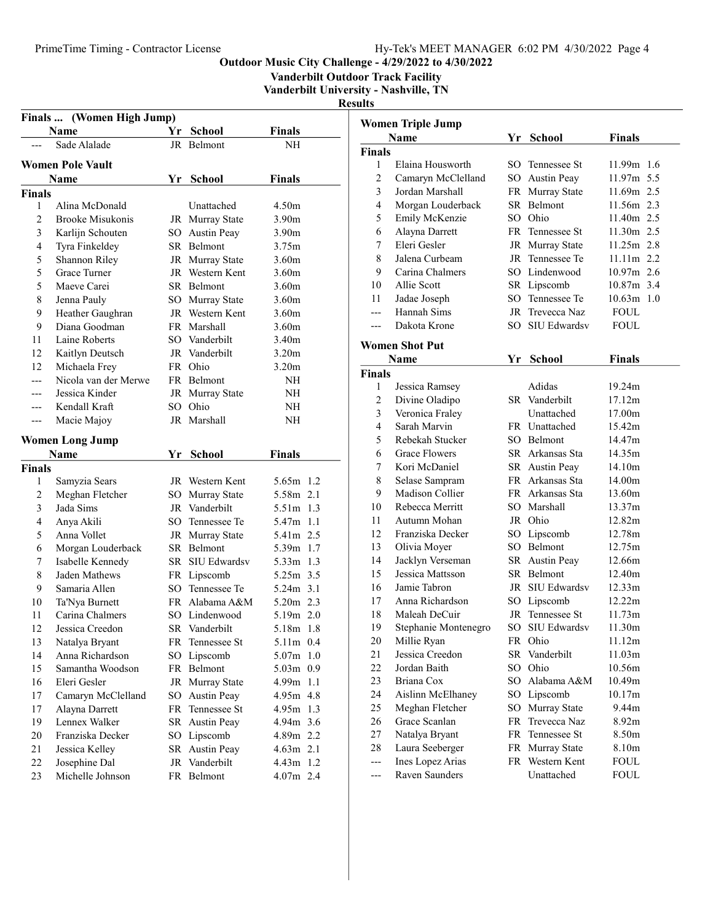# Outdoor Music City Challenge - 4/29/2022 to 4/30/2022

**Vanderbilt Outdoor Track Facility**
**Vanderbilt University - Nashville, TN**

## Results

### Finals ... (Women High Jump)

| | Name | Yr | School | Finals |
|---|---|---|---|---|
| --- | Sade Alalade | JR | Belmont | NH |

### Women Pole Vault

| | Name | Yr | School | Finals |
|---|---|---|---|---|
| **Finals** | | | | |
| 1 | Alina McDonald | | Unattached | 4.50m |
| 2 | Brooke Misukonis | JR | Murray State | 3.90m |
| 3 | Karlijn Schouten | SO | Austin Peay | 3.90m |
| 4 | Tyra Finkeldey | SR | Belmont | 3.75m |
| 5 | Shannon Riley | JR | Murray State | 3.60m |
| 5 | Grace Turner | JR | Western Kent | 3.60m |
| 5 | Maeve Carei | SR | Belmont | 3.60m |
| 8 | Jenna Pauly | SO | Murray State | 3.60m |
| 9 | Heather Gaughran | JR | Western Kent | 3.60m |
| 9 | Diana Goodman | FR | Marshall | 3.60m |
| 11 | Laine Roberts | SO | Vanderbilt | 3.40m |
| 12 | Kaitlyn Deutsch | JR | Vanderbilt | 3.20m |
| 12 | Michaela Frey | FR | Ohio | 3.20m |
| --- | Nicola van der Merwe | FR | Belmont | NH |
| --- | Jessica Kinder | JR | Murray State | NH |
| --- | Kendall Kraft | SO | Ohio | NH |
| --- | Macie Majoy | JR | Marshall | NH |

### Women Long Jump

| | Name | Yr | School | Finals | |
|---|---|---|---|---|---|
| **Finals** | | | | | |
| 1 | Samyzia Sears | JR | Western Kent | 5.65m | 1.2 |
| 2 | Meghan Fletcher | SO | Murray State | 5.58m | 2.1 |
| 3 | Jada Sims | JR | Vanderbilt | 5.51m | 1.3 |
| 4 | Anya Akili | SO | Tennessee Te | 5.47m | 1.1 |
| 5 | Anna Vollet | JR | Murray State | 5.41m | 2.5 |
| 6 | Morgan Louderback | SR | Belmont | 5.39m | 1.7 |
| 7 | Isabelle Kennedy | SR | SIU Edwardsv | 5.33m | 1.3 |
| 8 | Jaden Mathews | FR | Lipscomb | 5.25m | 3.5 |
| 9 | Samaria Allen | SO | Tennessee Te | 5.24m | 3.1 |
| 10 | Ta'Nya Burnett | FR | Alabama A&M | 5.20m | 2.3 |
| 11 | Carina Chalmers | SO | Lindenwood | 5.19m | 2.0 |
| 12 | Jessica Creedon | SR | Vanderbilt | 5.18m | 1.8 |
| 13 | Natalya Bryant | FR | Tennessee St | 5.11m | 0.4 |
| 14 | Anna Richardson | SO | Lipscomb | 5.07m | 1.0 |
| 15 | Samantha Woodson | FR | Belmont | 5.03m | 0.9 |
| 16 | Eleri Gesler | JR | Murray State | 4.99m | 1.1 |
| 17 | Camaryn McClelland | SO | Austin Peay | 4.95m | 4.8 |
| 17 | Alayna Darrett | FR | Tennessee St | 4.95m | 1.3 |
| 19 | Lennex Walker | SR | Austin Peay | 4.94m | 3.6 |
| 20 | Franziska Decker | SO | Lipscomb | 4.89m | 2.2 |
| 21 | Jessica Kelley | SR | Austin Peay | 4.63m | 2.1 |
| 22 | Josephine Dal | JR | Vanderbilt | 4.43m | 1.2 |
| 23 | Michelle Johnson | FR | Belmont | 4.07m | 2.4 |

### Women Triple Jump

| | Name | Yr | School | Finals | |
|---|---|---|---|---|---|
| **Finals** | | | | | |
| 1 | Elaina Housworth | SO | Tennessee St | 11.99m | 1.6 |
| 2 | Camaryn McClelland | SO | Austin Peay | 11.97m | 5.5 |
| 3 | Jordan Marshall | FR | Murray State | 11.69m | 2.5 |
| 4 | Morgan Louderback | SR | Belmont | 11.56m | 2.3 |
| 5 | Emily McKenzie | SO | Ohio | 11.40m | 2.5 |
| 6 | Alayna Darrett | FR | Tennessee St | 11.30m | 2.5 |
| 7 | Eleri Gesler | JR | Murray State | 11.25m | 2.8 |
| 8 | Jalena Curbeam | JR | Tennessee Te | 11.11m | 2.2 |
| 9 | Carina Chalmers | SO | Lindenwood | 10.97m | 2.6 |
| 10 | Allie Scott | SR | Lipscomb | 10.87m | 3.4 |
| 11 | Jadae Joseph | SO | Tennessee Te | 10.63m | 1.0 |
| --- | Hannah Sims | JR | Trevecca Naz | FOUL | |
| --- | Dakota Krone | SO | SIU Edwardsv | FOUL | |

### Women Shot Put

| | Name | Yr | School | Finals |
|---|---|---|---|---|
| **Finals** | | | | |
| 1 | Jessica Ramsey | | Adidas | 19.24m |
| 2 | Divine Oladipo | SR | Vanderbilt | 17.12m |
| 3 | Veronica Fraley | | Unattached | 17.00m |
| 4 | Sarah Marvin | FR | Unattached | 15.42m |
| 5 | Rebekah Stucker | SO | Belmont | 14.47m |
| 6 | Grace Flowers | SR | Arkansas Sta | 14.35m |
| 7 | Kori McDaniel | SR | Austin Peay | 14.10m |
| 8 | Selase Sampram | FR | Arkansas Sta | 14.00m |
| 9 | Madison Collier | FR | Arkansas Sta | 13.60m |
| 10 | Rebecca Merritt | SO | Marshall | 13.37m |
| 11 | Autumn Mohan | JR | Ohio | 12.82m |
| 12 | Franziska Decker | SO | Lipscomb | 12.78m |
| 13 | Olivia Moyer | SO | Belmont | 12.75m |
| 14 | Jacklyn Verseman | SR | Austin Peay | 12.66m |
| 15 | Jessica Mattsson | SR | Belmont | 12.40m |
| 16 | Jamie Tabron | JR | SIU Edwardsv | 12.33m |
| 17 | Anna Richardson | SO | Lipscomb | 12.22m |
| 18 | Maleah DeCuir | JR | Tennessee St | 11.73m |
| 19 | Stephanie Montenegro | SO | SIU Edwardsv | 11.30m |
| 20 | Millie Ryan | FR | Ohio | 11.12m |
| 21 | Jessica Creedon | SR | Vanderbilt | 11.03m |
| 22 | Jordan Baith | SO | Ohio | 10.56m |
| 23 | Briana Cox | SO | Alabama A&M | 10.49m |
| 24 | Aislinn McElhaney | SO | Lipscomb | 10.17m |
| 25 | Meghan Fletcher | SO | Murray State | 9.44m |
| 26 | Grace Scanlan | FR | Trevecca Naz | 8.92m |
| 27 | Natalya Bryant | FR | Tennessee St | 8.50m |
| 28 | Laura Seeberger | FR | Murray State | 8.10m |
| --- | Ines Lopez Arias | FR | Western Kent | FOUL |
| --- | Raven Saunders | | Unattached | FOUL |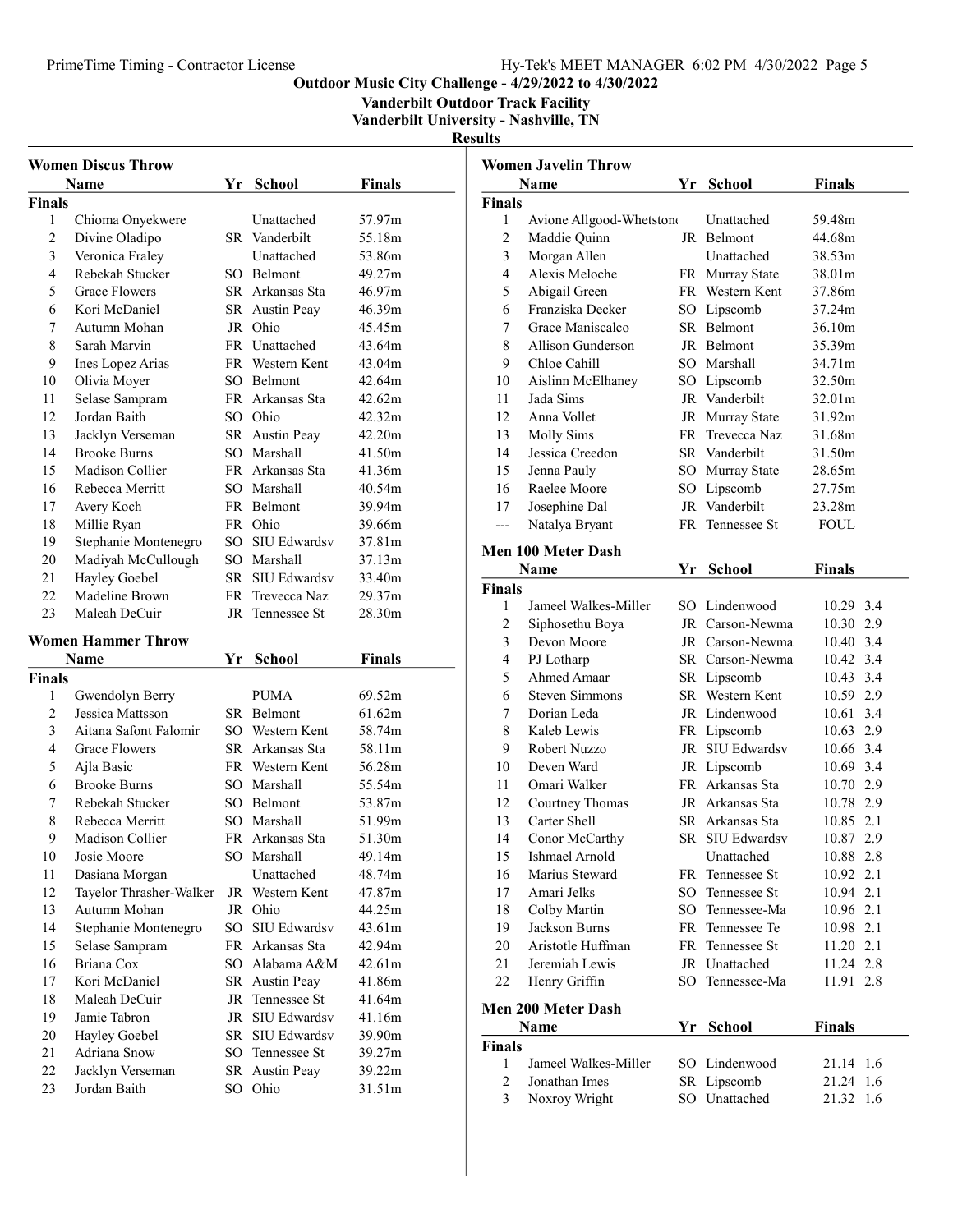**Outdoor Music City Challenge - 4/29/2022 to 4/30/2022**
**Vanderbilt Outdoor Track Facility**
**Vanderbilt University - Nashville, TN**
**Results**

## Women Discus Throw

**Finals**

| | Name | Yr | School | Finals |
|---|---|---|---|---|
| 1 | Chioma Onyekwere | | Unattached | 57.97m |
| 2 | Divine Oladipo | SR | Vanderbilt | 55.18m |
| 3 | Veronica Fraley | | Unattached | 53.86m |
| 4 | Rebekah Stucker | SO | Belmont | 49.27m |
| 5 | Grace Flowers | SR | Arkansas Sta | 46.97m |
| 6 | Kori McDaniel | SR | Austin Peay | 46.39m |
| 7 | Autumn Mohan | JR | Ohio | 45.45m |
| 8 | Sarah Marvin | FR | Unattached | 43.64m |
| 9 | Ines Lopez Arias | FR | Western Kent | 43.04m |
| 10 | Olivia Moyer | SO | Belmont | 42.64m |
| 11 | Selase Sampram | FR | Arkansas Sta | 42.62m |
| 12 | Jordan Baith | SO | Ohio | 42.32m |
| 13 | Jacklyn Verseman | SR | Austin Peay | 42.20m |
| 14 | Brooke Burns | SO | Marshall | 41.50m |
| 15 | Madison Collier | FR | Arkansas Sta | 41.36m |
| 16 | Rebecca Merritt | SO | Marshall | 40.54m |
| 17 | Avery Koch | FR | Belmont | 39.94m |
| 18 | Millie Ryan | FR | Ohio | 39.66m |
| 19 | Stephanie Montenegro | SO | SIU Edwardsv | 37.81m |
| 20 | Madiyah McCullough | SO | Marshall | 37.13m |
| 21 | Hayley Goebel | SR | SIU Edwardsv | 33.40m |
| 22 | Madeline Brown | FR | Trevecca Naz | 29.37m |
| 23 | Maleah DeCuir | JR | Tennessee St | 28.30m |

## Women Hammer Throw

**Finals**

| | Name | Yr | School | Finals |
|---|---|---|---|---|
| 1 | Gwendolyn Berry | | PUMA | 69.52m |
| 2 | Jessica Mattsson | SR | Belmont | 61.62m |
| 3 | Aitana Safont Falomir | SO | Western Kent | 58.74m |
| 4 | Grace Flowers | SR | Arkansas Sta | 58.11m |
| 5 | Ajla Basic | FR | Western Kent | 56.28m |
| 6 | Brooke Burns | SO | Marshall | 55.54m |
| 7 | Rebekah Stucker | SO | Belmont | 53.87m |
| 8 | Rebecca Merritt | SO | Marshall | 51.99m |
| 9 | Madison Collier | FR | Arkansas Sta | 51.30m |
| 10 | Josie Moore | SO | Marshall | 49.14m |
| 11 | Dasiana Morgan | | Unattached | 48.74m |
| 12 | Tayelor Thrasher-Walker | JR | Western Kent | 47.87m |
| 13 | Autumn Mohan | JR | Ohio | 44.25m |
| 14 | Stephanie Montenegro | SO | SIU Edwardsv | 43.61m |
| 15 | Selase Sampram | FR | Arkansas Sta | 42.94m |
| 16 | Briana Cox | SO | Alabama A&M | 42.61m |
| 17 | Kori McDaniel | SR | Austin Peay | 41.86m |
| 18 | Maleah DeCuir | JR | Tennessee St | 41.64m |
| 19 | Jamie Tabron | JR | SIU Edwardsv | 41.16m |
| 20 | Hayley Goebel | SR | SIU Edwardsv | 39.90m |
| 21 | Adriana Snow | SO | Tennessee St | 39.27m |
| 22 | Jacklyn Verseman | SR | Austin Peay | 39.22m |
| 23 | Jordan Baith | SO | Ohio | 31.51m |

## Women Javelin Throw

**Finals**

| | Name | Yr | School | Finals |
|---|---|---|---|---|
| 1 | Avione Allgood-Whetstone | | Unattached | 59.48m |
| 2 | Maddie Quinn | JR | Belmont | 44.68m |
| 3 | Morgan Allen | | Unattached | 38.53m |
| 4 | Alexis Meloche | FR | Murray State | 38.01m |
| 5 | Abigail Green | FR | Western Kent | 37.86m |
| 6 | Franziska Decker | SO | Lipscomb | 37.24m |
| 7 | Grace Maniscalco | SR | Belmont | 36.10m |
| 8 | Allison Gunderson | JR | Belmont | 35.39m |
| 9 | Chloe Cahill | SO | Marshall | 34.71m |
| 10 | Aislinn McElhaney | SO | Lipscomb | 32.50m |
| 11 | Jada Sims | JR | Vanderbilt | 32.01m |
| 12 | Anna Vollet | JR | Murray State | 31.92m |
| 13 | Molly Sims | FR | Trevecca Naz | 31.68m |
| 14 | Jessica Creedon | SR | Vanderbilt | 31.50m |
| 15 | Jenna Pauly | SO | Murray State | 28.65m |
| 16 | Raelee Moore | SO | Lipscomb | 27.75m |
| 17 | Josephine Dal | JR | Vanderbilt | 23.28m |
| --- | Natalya Bryant | FR | Tennessee St | FOUL |

## Men 100 Meter Dash

**Finals**

| | Name | Yr | School | Finals | Wind |
|---|---|---|---|---|---|
| 1 | Jameel Walkes-Miller | SO | Lindenwood | 10.29 | 3.4 |
| 2 | Siphosethu Boya | JR | Carson-Newma | 10.30 | 2.9 |
| 3 | Devon Moore | JR | Carson-Newma | 10.40 | 3.4 |
| 4 | PJ Lotharp | SR | Carson-Newma | 10.42 | 3.4 |
| 5 | Ahmed Amaar | SR | Lipscomb | 10.43 | 3.4 |
| 6 | Steven Simmons | SR | Western Kent | 10.59 | 2.9 |
| 7 | Dorian Leda | JR | Lindenwood | 10.61 | 3.4 |
| 8 | Kaleb Lewis | FR | Lipscomb | 10.63 | 2.9 |
| 9 | Robert Nuzzo | JR | SIU Edwardsv | 10.66 | 3.4 |
| 10 | Deven Ward | JR | Lipscomb | 10.69 | 3.4 |
| 11 | Omari Walker | FR | Arkansas Sta | 10.70 | 2.9 |
| 12 | Courtney Thomas | JR | Arkansas Sta | 10.78 | 2.9 |
| 13 | Carter Shell | SR | Arkansas Sta | 10.85 | 2.1 |
| 14 | Conor McCarthy | SR | SIU Edwardsv | 10.87 | 2.9 |
| 15 | Ishmael Arnold | | Unattached | 10.88 | 2.8 |
| 16 | Marius Steward | FR | Tennessee St | 10.92 | 2.1 |
| 17 | Amari Jelks | SO | Tennessee St | 10.94 | 2.1 |
| 18 | Colby Martin | SO | Tennessee-Ma | 10.96 | 2.1 |
| 19 | Jackson Burns | FR | Tennessee Te | 10.98 | 2.1 |
| 20 | Aristotle Huffman | FR | Tennessee St | 11.20 | 2.1 |
| 21 | Jeremiah Lewis | JR | Unattached | 11.24 | 2.8 |
| 22 | Henry Griffin | SO | Tennessee-Ma | 11.91 | 2.8 |

## Men 200 Meter Dash

**Finals**

| | Name | Yr | School | Finals | Wind |
|---|---|---|---|---|---|
| 1 | Jameel Walkes-Miller | SO | Lindenwood | 21.14 | 1.6 |
| 2 | Jonathan Imes | SR | Lipscomb | 21.24 | 1.6 |
| 3 | Noxroy Wright | SO | Unattached | 21.32 | 1.6 |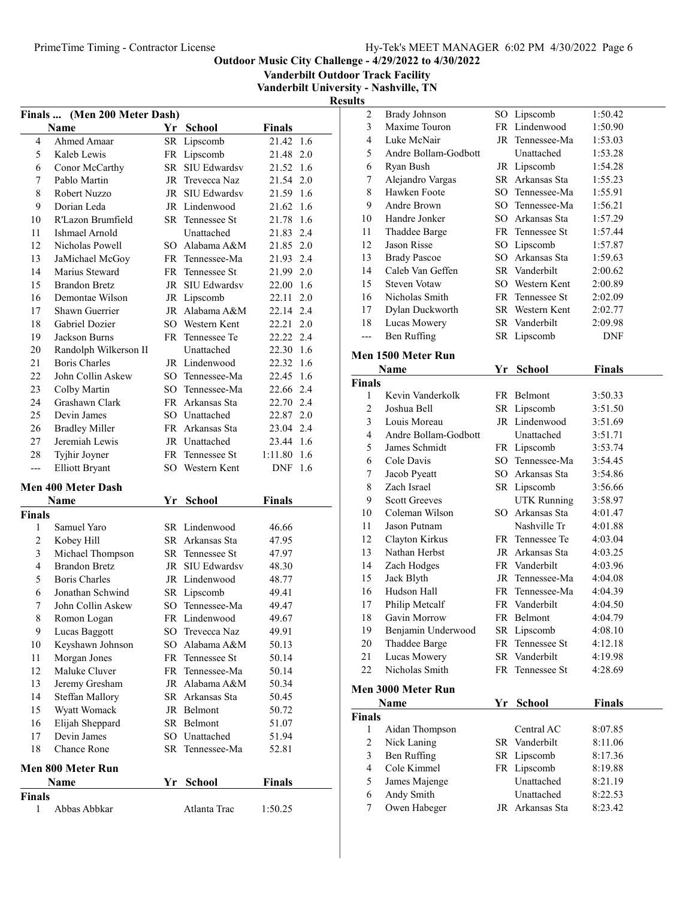## Outdoor Music City Challenge - 4/29/2022 to 4/30/2022

### Vanderbilt Outdoor Track Facility

### Vanderbilt University - Nashville, TN

### Results

#### Finals ... (Men 200 Meter Dash)

| | Name | Yr | School | Finals | |
|---|---|---|---|---|---|
| 4 | Ahmed Amaar | SR | Lipscomb | 21.42 | 1.6 |
| 5 | Kaleb Lewis | FR | Lipscomb | 21.48 | 2.0 |
| 6 | Conor McCarthy | SR | SIU Edwardsv | 21.52 | 1.6 |
| 7 | Pablo Martin | JR | Trevecca Naz | 21.54 | 2.0 |
| 8 | Robert Nuzzo | JR | SIU Edwardsv | 21.59 | 1.6 |
| 9 | Dorian Leda | JR | Lindenwood | 21.62 | 1.6 |
| 10 | R'Lazon Brumfield | SR | Tennessee St | 21.78 | 1.6 |
| 11 | Ishmael Arnold | | Unattached | 21.83 | 2.4 |
| 12 | Nicholas Powell | SO | Alabama A&M | 21.85 | 2.0 |
| 13 | JaMichael McGoy | FR | Tennessee-Ma | 21.93 | 2.4 |
| 14 | Marius Steward | FR | Tennessee St | 21.99 | 2.0 |
| 15 | Brandon Bretz | JR | SIU Edwardsv | 22.00 | 1.6 |
| 16 | Demontae Wilson | JR | Lipscomb | 22.11 | 2.0 |
| 17 | Shawn Guerrier | JR | Alabama A&M | 22.14 | 2.4 |
| 18 | Gabriel Dozier | SO | Western Kent | 22.21 | 2.0 |
| 19 | Jackson Burns | FR | Tennessee Te | 22.22 | 2.4 |
| 20 | Randolph Wilkerson II | | Unattached | 22.30 | 1.6 |
| 21 | Boris Charles | JR | Lindenwood | 22.32 | 1.6 |
| 22 | John Collin Askew | SO | Tennessee-Ma | 22.45 | 1.6 |
| 23 | Colby Martin | SO | Tennessee-Ma | 22.66 | 2.4 |
| 24 | Grashawn Clark | FR | Arkansas Sta | 22.70 | 2.4 |
| 25 | Devin James | SO | Unattached | 22.87 | 2.0 |
| 26 | Bradley Miller | FR | Arkansas Sta | 23.04 | 2.4 |
| 27 | Jeremiah Lewis | JR | Unattached | 23.44 | 1.6 |
| 28 | Tyjhir Joyner | FR | Tennessee St | 1:11.80 | 1.6 |
| --- | Elliott Bryant | SO | Western Kent | DNF | 1.6 |

#### Men 400 Meter Dash

| | Name | Yr | School | Finals |
|---|---|---|---|---|
| **Finals** | | | | |
| 1 | Samuel Yaro | SR | Lindenwood | 46.66 |
| 2 | Kobey Hill | SR | Arkansas Sta | 47.95 |
| 3 | Michael Thompson | SR | Tennessee St | 47.97 |
| 4 | Brandon Bretz | JR | SIU Edwardsv | 48.30 |
| 5 | Boris Charles | JR | Lindenwood | 48.77 |
| 6 | Jonathan Schwind | SR | Lipscomb | 49.41 |
| 7 | John Collin Askew | SO | Tennessee-Ma | 49.47 |
| 8 | Romon Logan | FR | Lindenwood | 49.67 |
| 9 | Lucas Baggott | SO | Trevecca Naz | 49.91 |
| 10 | Keyshawn Johnson | SO | Alabama A&M | 50.13 |
| 11 | Morgan Jones | FR | Tennessee St | 50.14 |
| 12 | Maluke Cluver | FR | Tennessee-Ma | 50.14 |
| 13 | Jeremy Gresham | JR | Alabama A&M | 50.34 |
| 14 | Steffan Mallory | SR | Arkansas Sta | 50.45 |
| 15 | Wyatt Womack | JR | Belmont | 50.72 |
| 16 | Elijah Sheppard | SR | Belmont | 51.07 |
| 17 | Devin James | SO | Unattached | 51.94 |
| 18 | Chance Rone | SR | Tennessee-Ma | 52.81 |

#### Men 800 Meter Run

| | Name | Yr | School | Finals |
|---|---|---|---|---|
| **Finals** | | | | |
| 1 | Abbas Abbkar | | Atlanta Trac | 1:50.25 |
| 2 | Brady Johnson | SO | Lipscomb | 1:50.42 |
| 3 | Maxime Touron | FR | Lindenwood | 1:50.90 |
| 4 | Luke McNair | JR | Tennessee-Ma | 1:53.03 |
| 5 | Andre Bollam-Godbott | | Unattached | 1:53.28 |
| 6 | Ryan Bush | JR | Lipscomb | 1:54.28 |
| 7 | Alejandro Vargas | SR | Arkansas Sta | 1:55.23 |
| 8 | Hawken Foote | SO | Tennessee-Ma | 1:55.91 |
| 9 | Andre Brown | SO | Tennessee-Ma | 1:56.21 |
| 10 | Handre Jonker | SO | Arkansas Sta | 1:57.29 |
| 11 | Thaddee Barge | FR | Tennessee St | 1:57.44 |
| 12 | Jason Risse | SO | Lipscomb | 1:57.87 |
| 13 | Brady Pascoe | SO | Arkansas Sta | 1:59.63 |
| 14 | Caleb Van Geffen | SR | Vanderbilt | 2:00.62 |
| 15 | Steven Votaw | SO | Western Kent | 2:00.89 |
| 16 | Nicholas Smith | FR | Tennessee St | 2:02.09 |
| 17 | Dylan Duckworth | SR | Western Kent | 2:02.77 |
| 18 | Lucas Mowery | SR | Vanderbilt | 2:09.98 |
| --- | Ben Ruffing | SR | Lipscomb | DNF |

#### Men 1500 Meter Run

| | Name | Yr | School | Finals |
|---|---|---|---|---|
| **Finals** | | | | |
| 1 | Kevin Vanderkolk | FR | Belmont | 3:50.33 |
| 2 | Joshua Bell | SR | Lipscomb | 3:51.50 |
| 3 | Louis Moreau | JR | Lindenwood | 3:51.69 |
| 4 | Andre Bollam-Godbott | | Unattached | 3:51.71 |
| 5 | James Schmidt | FR | Lipscomb | 3:53.74 |
| 6 | Cole Davis | SO | Tennessee-Ma | 3:54.45 |
| 7 | Jacob Pyeatt | SO | Arkansas Sta | 3:54.86 |
| 8 | Zach Israel | SR | Lipscomb | 3:56.66 |
| 9 | Scott Greeves | | UTK Running | 3:58.97 |
| 10 | Coleman Wilson | SO | Arkansas Sta | 4:01.47 |
| 11 | Jason Putnam | | Nashville Tr | 4:01.88 |
| 12 | Clayton Kirkus | FR | Tennessee Te | 4:03.04 |
| 13 | Nathan Herbst | JR | Arkansas Sta | 4:03.25 |
| 14 | Zach Hodges | FR | Vanderbilt | 4:03.96 |
| 15 | Jack Blyth | JR | Tennessee-Ma | 4:04.08 |
| 16 | Hudson Hall | FR | Tennessee-Ma | 4:04.39 |
| 17 | Philip Metcalf | FR | Vanderbilt | 4:04.50 |
| 18 | Gavin Morrow | FR | Belmont | 4:04.79 |
| 19 | Benjamin Underwood | SR | Lipscomb | 4:08.10 |
| 20 | Thaddee Barge | FR | Tennessee St | 4:12.18 |
| 21 | Lucas Mowery | SR | Vanderbilt | 4:19.98 |
| 22 | Nicholas Smith | FR | Tennessee St | 4:28.69 |

#### Men 3000 Meter Run

| | Name | Yr | School | Finals |
|---|---|---|---|---|
| **Finals** | | | | |
| 1 | Aidan Thompson | | Central AC | 8:07.85 |
| 2 | Nick Laning | SR | Vanderbilt | 8:11.06 |
| 3 | Ben Ruffing | SR | Lipscomb | 8:17.36 |
| 4 | Cole Kimmel | FR | Lipscomb | 8:19.88 |
| 5 | James Majenge | | Unattached | 8:21.19 |
| 6 | Andy Smith | | Unattached | 8:22.53 |
| 7 | Owen Habeger | JR | Arkansas Sta | 8:23.42 |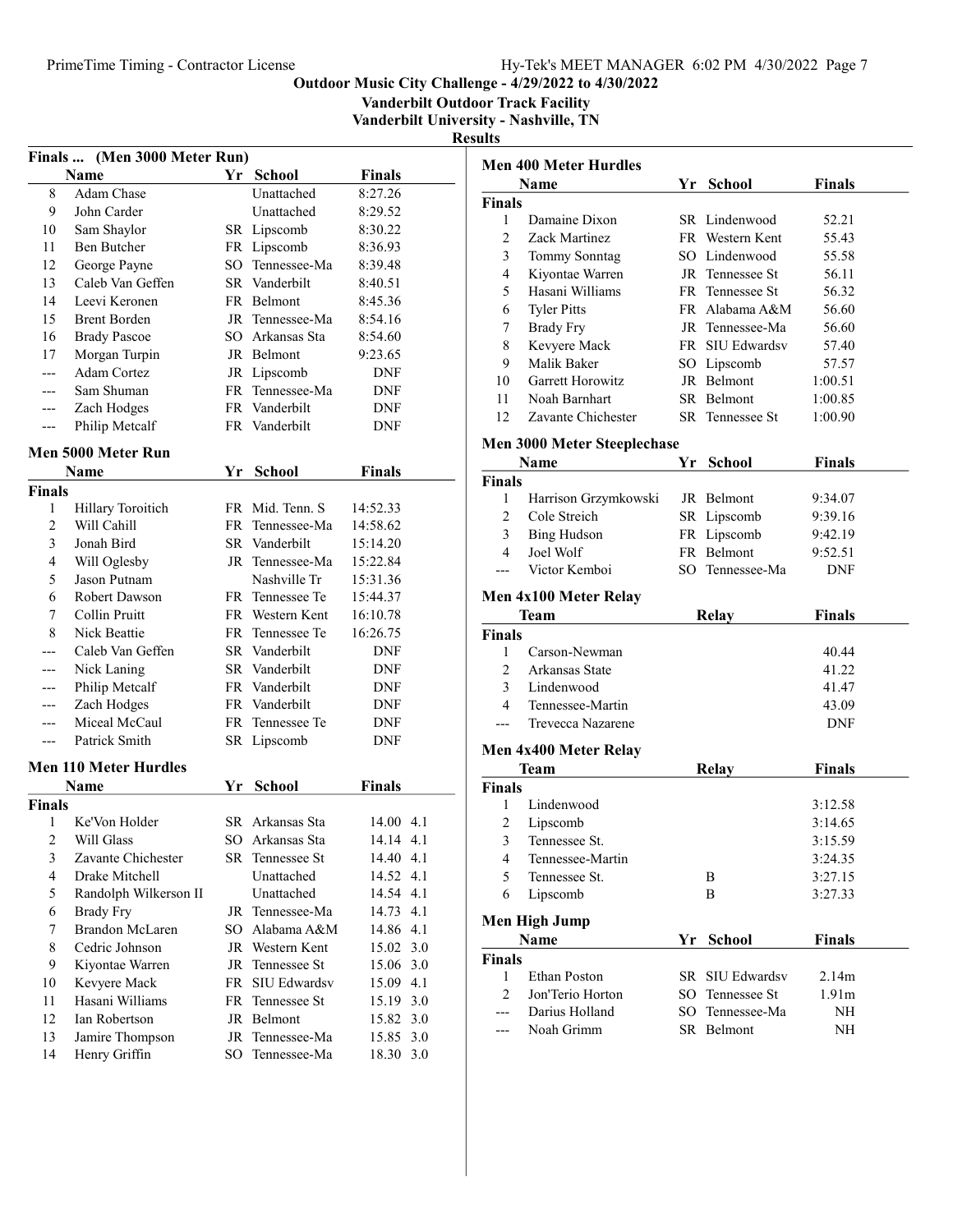# Outdoor Music City Challenge - 4/29/2022 to 4/30/2022

**Vanderbilt Outdoor Track Facility**
**Vanderbilt University - Nashville, TN**

**Results**

## Finals ... (Men 3000 Meter Run)

| | Name | Yr | School | Finals |
|---|---|---|---|---|
| 8 | Adam Chase | | Unattached | 8:27.26 |
| 9 | John Carder | | Unattached | 8:29.52 |
| 10 | Sam Shaylor | SR | Lipscomb | 8:30.22 |
| 11 | Ben Butcher | FR | Lipscomb | 8:36.93 |
| 12 | George Payne | SO | Tennessee-Ma | 8:39.48 |
| 13 | Caleb Van Geffen | SR | Vanderbilt | 8:40.51 |
| 14 | Leevi Keronen | FR | Belmont | 8:45.36 |
| 15 | Brent Borden | JR | Tennessee-Ma | 8:54.16 |
| 16 | Brady Pascoe | SO | Arkansas Sta | 8:54.60 |
| 17 | Morgan Turpin | JR | Belmont | 9:23.65 |
| --- | Adam Cortez | JR | Lipscomb | DNF |
| --- | Sam Shuman | FR | Tennessee-Ma | DNF |
| --- | Zach Hodges | FR | Vanderbilt | DNF |
| --- | Philip Metcalf | FR | Vanderbilt | DNF |

## Men 5000 Meter Run

**Finals**

| | Name | Yr | School | Finals |
|---|---|---|---|---|
| 1 | Hillary Toroitich | FR | Mid. Tenn. S | 14:52.33 |
| 2 | Will Cahill | FR | Tennessee-Ma | 14:58.62 |
| 3 | Jonah Bird | SR | Vanderbilt | 15:14.20 |
| 4 | Will Oglesby | JR | Tennessee-Ma | 15:22.84 |
| 5 | Jason Putnam | | Nashville Tr | 15:31.36 |
| 6 | Robert Dawson | FR | Tennessee Te | 15:44.37 |
| 7 | Collin Pruitt | FR | Western Kent | 16:10.78 |
| 8 | Nick Beattie | FR | Tennessee Te | 16:26.75 |
| --- | Caleb Van Geffen | SR | Vanderbilt | DNF |
| --- | Nick Laning | SR | Vanderbilt | DNF |
| --- | Philip Metcalf | FR | Vanderbilt | DNF |
| --- | Zach Hodges | FR | Vanderbilt | DNF |
| --- | Miceal McCaul | FR | Tennessee Te | DNF |
| --- | Patrick Smith | SR | Lipscomb | DNF |

## Men 110 Meter Hurdles

**Finals**

| | Name | Yr | School | Finals | Wind |
|---|---|---|---|---|---|
| 1 | Ke'Von Holder | SR | Arkansas Sta | 14.00 | 4.1 |
| 2 | Will Glass | SO | Arkansas Sta | 14.14 | 4.1 |
| 3 | Zavante Chichester | SR | Tennessee St | 14.40 | 4.1 |
| 4 | Drake Mitchell | | Unattached | 14.52 | 4.1 |
| 5 | Randolph Wilkerson II | | Unattached | 14.54 | 4.1 |
| 6 | Brady Fry | JR | Tennessee-Ma | 14.73 | 4.1 |
| 7 | Brandon McLaren | SO | Alabama A&M | 14.86 | 4.1 |
| 8 | Cedric Johnson | JR | Western Kent | 15.02 | 3.0 |
| 9 | Kiyontae Warren | JR | Tennessee St | 15.06 | 3.0 |
| 10 | Kevyere Mack | FR | SIU Edwardsv | 15.09 | 4.1 |
| 11 | Hasani Williams | FR | Tennessee St | 15.19 | 3.0 |
| 12 | Ian Robertson | JR | Belmont | 15.82 | 3.0 |
| 13 | Jamire Thompson | JR | Tennessee-Ma | 15.85 | 3.0 |
| 14 | Henry Griffin | SO | Tennessee-Ma | 18.30 | 3.0 |

## Men 400 Meter Hurdles

**Finals**

| | Name | Yr | School | Finals |
|---|---|---|---|---|
| 1 | Damaine Dixon | SR | Lindenwood | 52.21 |
| 2 | Zack Martinez | FR | Western Kent | 55.43 |
| 3 | Tommy Sonntag | SO | Lindenwood | 55.58 |
| 4 | Kiyontae Warren | JR | Tennessee St | 56.11 |
| 5 | Hasani Williams | FR | Tennessee St | 56.32 |
| 6 | Tyler Pitts | FR | Alabama A&M | 56.60 |
| 7 | Brady Fry | JR | Tennessee-Ma | 56.60 |
| 8 | Kevyere Mack | FR | SIU Edwardsv | 57.40 |
| 9 | Malik Baker | SO | Lipscomb | 57.57 |
| 10 | Garrett Horowitz | JR | Belmont | 1:00.51 |
| 11 | Noah Barnhart | SR | Belmont | 1:00.85 |
| 12 | Zavante Chichester | SR | Tennessee St | 1:00.90 |

## Men 3000 Meter Steeplechase

**Finals**

| | Name | Yr | School | Finals |
|---|---|---|---|---|
| 1 | Harrison Grzymkowski | JR | Belmont | 9:34.07 |
| 2 | Cole Streich | SR | Lipscomb | 9:39.16 |
| 3 | Bing Hudson | FR | Lipscomb | 9:42.19 |
| 4 | Joel Wolf | FR | Belmont | 9:52.51 |
| --- | Victor Kemboi | SO | Tennessee-Ma | DNF |

## Men 4x100 Meter Relay

**Finals**

| | Team | Relay | Finals |
|---|---|---|---|
| 1 | Carson-Newman | | 40.44 |
| 2 | Arkansas State | | 41.22 |
| 3 | Lindenwood | | 41.47 |
| 4 | Tennessee-Martin | | 43.09 |
| --- | Trevecca Nazarene | | DNF |

## Men 4x400 Meter Relay

**Finals**

| | Team | Relay | Finals |
|---|---|---|---|
| 1 | Lindenwood | | 3:12.58 |
| 2 | Lipscomb | | 3:14.65 |
| 3 | Tennessee St. | | 3:15.59 |
| 4 | Tennessee-Martin | | 3:24.35 |
| 5 | Tennessee St. | B | 3:27.15 |
| 6 | Lipscomb | B | 3:27.33 |

## Men High Jump

**Finals**

| | Name | Yr | School | Finals |
|---|---|---|---|---|
| 1 | Ethan Poston | SR | SIU Edwardsv | 2.14m |
| 2 | Jon'Terio Horton | SO | Tennessee St | 1.91m |
| --- | Darius Holland | SO | Tennessee-Ma | NH |
| --- | Noah Grimm | SR | Belmont | NH |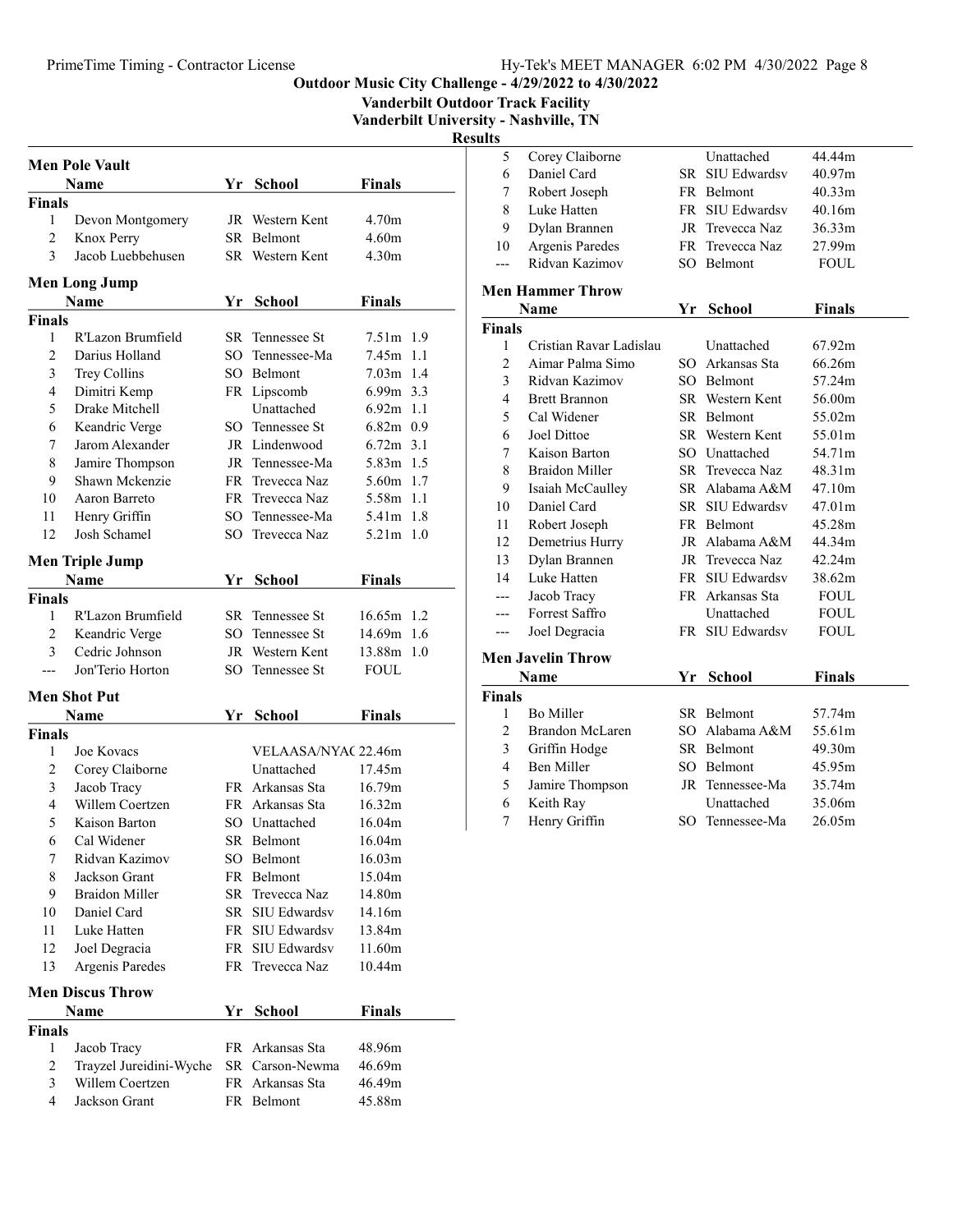**Outdoor Music City Challenge - 4/29/2022 to 4/30/2022**

**Vanderbilt Outdoor Track Facility**

**Vanderbilt University - Nashville, TN**

**Results**

### Men Pole Vault

| | Name | Yr | School | Finals |
|---|---|---|---|---|
| **Finals** | | | | |
| 1 | Devon Montgomery | JR | Western Kent | 4.70m |
| 2 | Knox Perry | SR | Belmont | 4.60m |
| 3 | Jacob Luebbehusen | SR | Western Kent | 4.30m |

### Men Long Jump

| | Name | Yr | School | Finals | |
|---|---|---|---|---|---|
| **Finals** | | | | | |
| 1 | R'Lazon Brumfield | SR | Tennessee St | 7.51m | 1.9 |
| 2 | Darius Holland | SO | Tennessee-Ma | 7.45m | 1.1 |
| 3 | Trey Collins | SO | Belmont | 7.03m | 1.4 |
| 4 | Dimitri Kemp | FR | Lipscomb | 6.99m | 3.3 |
| 5 | Drake Mitchell | | Unattached | 6.92m | 1.1 |
| 6 | Keandric Verge | SO | Tennessee St | 6.82m | 0.9 |
| 7 | Jarom Alexander | JR | Lindenwood | 6.72m | 3.1 |
| 8 | Jamire Thompson | JR | Tennessee-Ma | 5.83m | 1.5 |
| 9 | Shawn Mckenzie | FR | Trevecca Naz | 5.60m | 1.7 |
| 10 | Aaron Barreto | FR | Trevecca Naz | 5.58m | 1.1 |
| 11 | Henry Griffin | SO | Tennessee-Ma | 5.41m | 1.8 |
| 12 | Josh Schamel | SO | Trevecca Naz | 5.21m | 1.0 |

### Men Triple Jump

| | Name | Yr | School | Finals | |
|---|---|---|---|---|---|
| **Finals** | | | | | |
| 1 | R'Lazon Brumfield | SR | Tennessee St | 16.65m | 1.2 |
| 2 | Keandric Verge | SO | Tennessee St | 14.69m | 1.6 |
| 3 | Cedric Johnson | JR | Western Kent | 13.88m | 1.0 |
| --- | Jon'Terio Horton | SO | Tennessee St | FOUL | |

### Men Shot Put

| | Name | Yr | School | Finals |
|---|---|---|---|---|
| **Finals** | | | | |
| 1 | Joe Kovacs | | VELAASA/NYAC | 22.46m |
| 2 | Corey Claiborne | | Unattached | 17.45m |
| 3 | Jacob Tracy | FR | Arkansas Sta | 16.79m |
| 4 | Willem Coertzen | FR | Arkansas Sta | 16.32m |
| 5 | Kaison Barton | SO | Unattached | 16.04m |
| 6 | Cal Widener | SR | Belmont | 16.04m |
| 7 | Ridvan Kazimov | SO | Belmont | 16.03m |
| 8 | Jackson Grant | FR | Belmont | 15.04m |
| 9 | Braidon Miller | SR | Trevecca Naz | 14.80m |
| 10 | Daniel Card | SR | SIU Edwardsv | 14.16m |
| 11 | Luke Hatten | FR | SIU Edwardsv | 13.84m |
| 12 | Joel Degracia | FR | SIU Edwardsv | 11.60m |
| 13 | Argenis Paredes | FR | Trevecca Naz | 10.44m |

### Men Discus Throw

| | Name | Yr | School | Finals |
|---|---|---|---|---|
| **Finals** | | | | |
| 1 | Jacob Tracy | FR | Arkansas Sta | 48.96m |
| 2 | Trayzel Jureidini-Wyche | SR | Carson-Newma | 46.69m |
| 3 | Willem Coertzen | FR | Arkansas Sta | 46.49m |
| 4 | Jackson Grant | FR | Belmont | 45.88m |
| 5 | Corey Claiborne | | Unattached | 44.44m |
| 6 | Daniel Card | SR | SIU Edwardsv | 40.97m |
| 7 | Robert Joseph | FR | Belmont | 40.33m |
| 8 | Luke Hatten | FR | SIU Edwardsv | 40.16m |
| 9 | Dylan Brannen | JR | Trevecca Naz | 36.33m |
| 10 | Argenis Paredes | FR | Trevecca Naz | 27.99m |
| --- | Ridvan Kazimov | SO | Belmont | FOUL |

### Men Hammer Throw

| | Name | Yr | School | Finals |
|---|---|---|---|---|
| **Finals** | | | | |
| 1 | Cristian Ravar Ladislau | | Unattached | 67.92m |
| 2 | Aimar Palma Simo | SO | Arkansas Sta | 66.26m |
| 3 | Ridvan Kazimov | SO | Belmont | 57.24m |
| 4 | Brett Brannon | SR | Western Kent | 56.00m |
| 5 | Cal Widener | SR | Belmont | 55.02m |
| 6 | Joel Dittoe | SR | Western Kent | 55.01m |
| 7 | Kaison Barton | SO | Unattached | 54.71m |
| 8 | Braidon Miller | SR | Trevecca Naz | 48.31m |
| 9 | Isaiah McCaulley | SR | Alabama A&M | 47.10m |
| 10 | Daniel Card | SR | SIU Edwardsv | 47.01m |
| 11 | Robert Joseph | FR | Belmont | 45.28m |
| 12 | Demetrius Hurry | JR | Alabama A&M | 44.34m |
| 13 | Dylan Brannen | JR | Trevecca Naz | 42.24m |
| 14 | Luke Hatten | FR | SIU Edwardsv | 38.62m |
| --- | Jacob Tracy | FR | Arkansas Sta | FOUL |
| --- | Forrest Saffro | | Unattached | FOUL |
| --- | Joel Degracia | FR | SIU Edwardsv | FOUL |

### Men Javelin Throw

| | Name | Yr | School | Finals |
|---|---|---|---|---|
| **Finals** | | | | |
| 1 | Bo Miller | SR | Belmont | 57.74m |
| 2 | Brandon McLaren | SO | Alabama A&M | 55.61m |
| 3 | Griffin Hodge | SR | Belmont | 49.30m |
| 4 | Ben Miller | SO | Belmont | 45.95m |
| 5 | Jamire Thompson | JR | Tennessee-Ma | 35.74m |
| 6 | Keith Ray | | Unattached | 35.06m |
| 7 | Henry Griffin | SO | Tennessee-Ma | 26.05m |